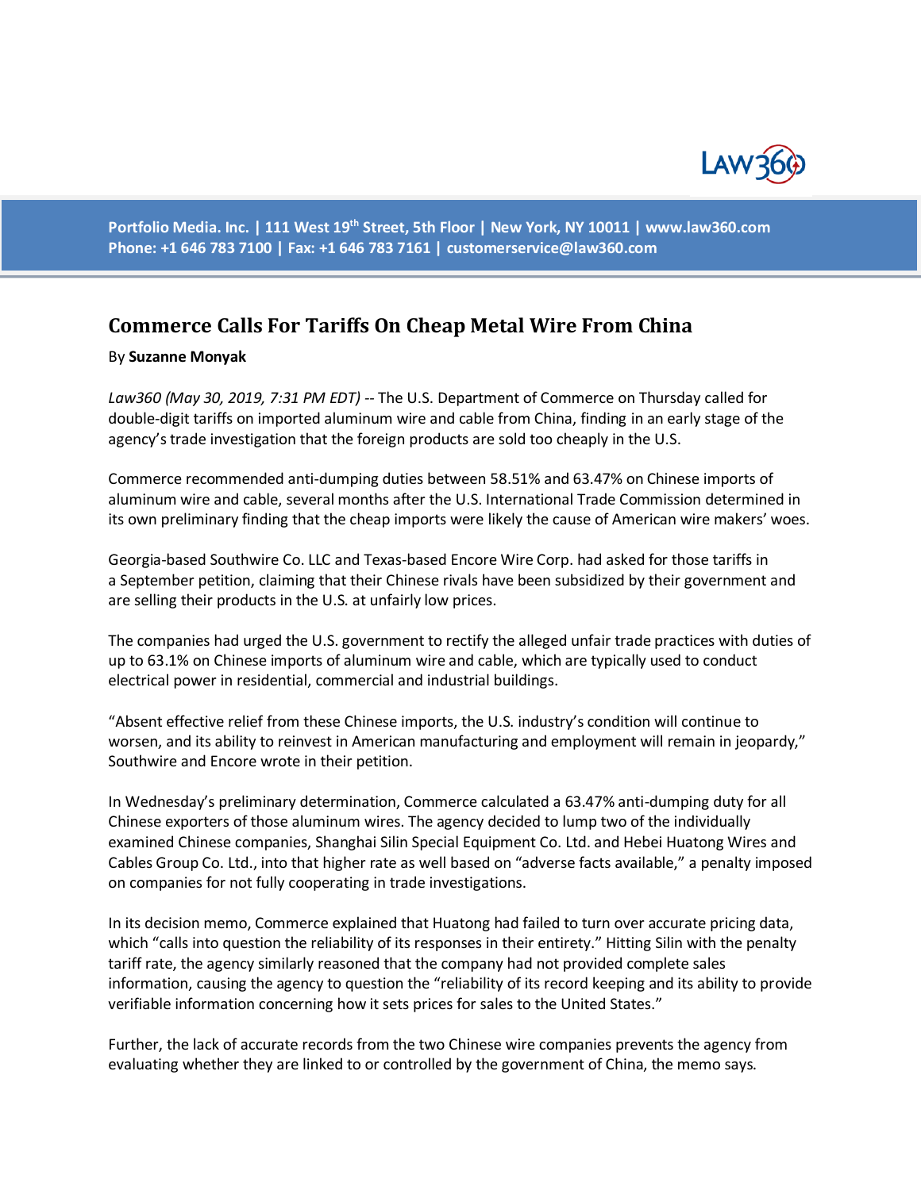# Commerce Calls For Tariffs On Cheap Metal Wire From China

By **Suzanne Monyak**

*Law360 (May 30, 2019, 7:31 PM EDT)* -- The U.S. Department of Commerce on Thursday called for double-digit tariffs on imported aluminum wire and cable from China, finding in an early stage of the agency's trade investigation that the foreign products are sold too cheaply in the U.S.

Commerce recommended anti-dumping duties between 58.51% and 63.47% on Chinese imports of aluminum wire and cable, several months after the U.S. International Trade Commission determined in its own preliminary finding that the cheap imports were likely the cause of American wire makers' woes.

Georgia-based Southwire Co. LLC and Texas-based Encore Wire Corp. had asked for those tariffs in a September petition, claiming that their Chinese rivals have been subsidized by their government and are selling their products in the U.S. at unfairly low prices.

The companies had urged the U.S. government to rectify the alleged unfair trade practices with duties of up to 63.1% on Chinese imports of aluminum wire and cable, which are typically used to conduct electrical power in residential, commercial and industrial buildings.

"Absent effective relief from these Chinese imports, the U.S. industry's condition will continue to worsen, and its ability to reinvest in American manufacturing and employment will remain in jeopardy," Southwire and Encore wrote in their petition.

In Wednesday's preliminary determination, Commerce calculated a 63.47% anti-dumping duty for all Chinese exporters of those aluminum wires. The agency decided to lump two of the individually examined Chinese companies, Shanghai Silin Special Equipment Co. Ltd. and Hebei Huatong Wires and Cables Group Co. Ltd., into that higher rate as well based on "adverse facts available," a penalty imposed on companies for not fully cooperating in trade investigations.

In its decision memo, Commerce explained that Huatong had failed to turn over accurate pricing data, which "calls into question the reliability of its responses in their entirety." Hitting Silin with the penalty tariff rate, the agency similarly reasoned that the company had not provided complete sales information, causing the agency to question the "reliability of its record keeping and its ability to provide verifiable information concerning how it sets prices for sales to the United States."

Further, the lack of accurate records from the two Chinese wire companies prevents the agency from evaluating whether they are linked to or controlled by the government of China, the memo says.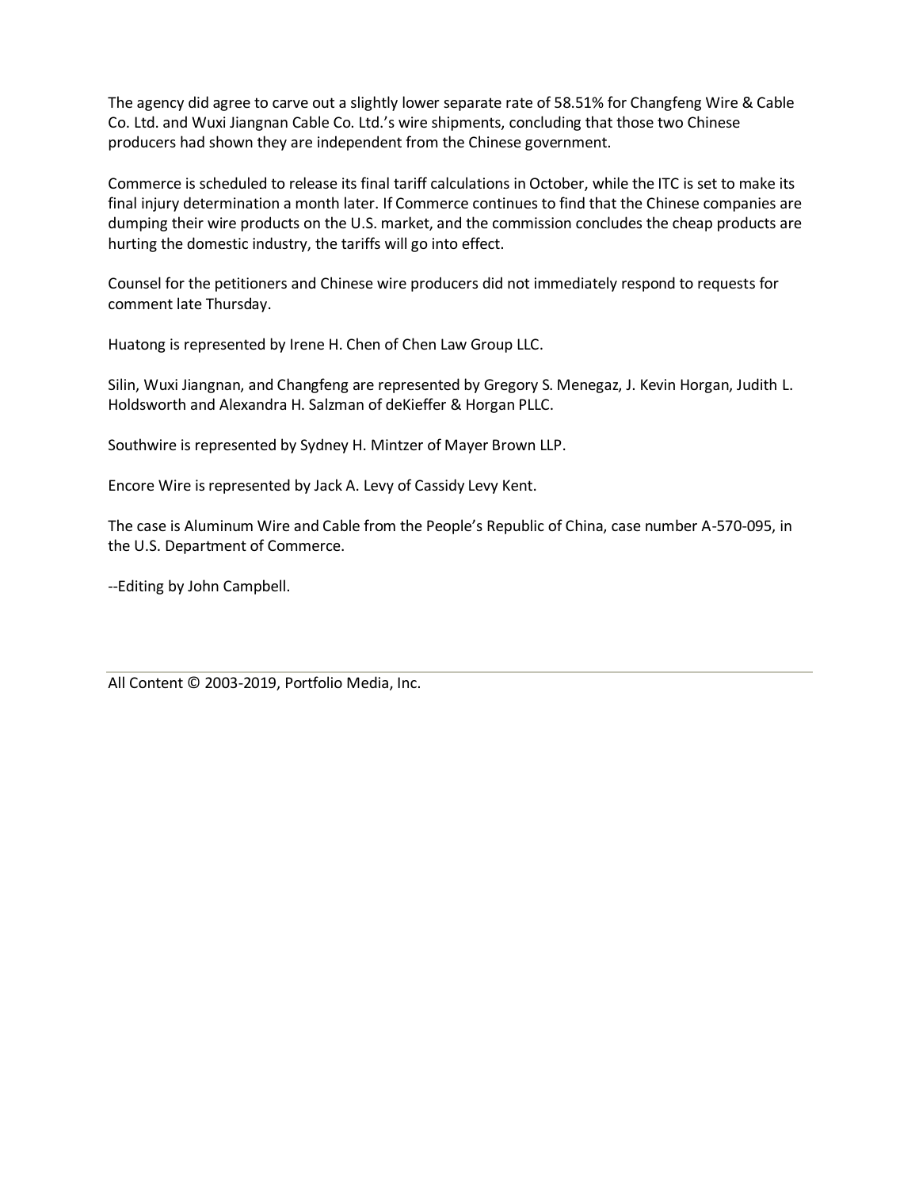The agency did agree to carve out a slightly lower separate rate of 58.51% for Changfeng Wire & Cable Co. Ltd. and Wuxi Jiangnan Cable Co. Ltd.'s wire shipments, concluding that those two Chinese producers had shown they are independent from the Chinese government.

Commerce is scheduled to release its final tariff calculations in October, while the ITC is set to make its final injury determination a month later. If Commerce continues to find that the Chinese companies are dumping their wire products on the U.S. market, and the commission concludes the cheap products are hurting the domestic industry, the tariffs will go into effect.

Counsel for the petitioners and Chinese wire producers did not immediately respond to requests for comment late Thursday.

Huatong is represented by Irene H. Chen of Chen Law Group LLC.

Silin, Wuxi Jiangnan, and Changfeng are represented by Gregory S. Menegaz, J. Kevin Horgan, Judith L. Holdsworth and Alexandra H. Salzman of deKieffer & Horgan PLLC.

Southwire is represented by Sydney H. Mintzer of Mayer Brown LLP.

Encore Wire is represented by Jack A. Levy of Cassidy Levy Kent.

The case is Aluminum Wire and Cable from the People's Republic of China, case number A-570-095, in the U.S. Department of Commerce.

--Editing by John Campbell.

All Content © 2003-2019, Portfolio Media, Inc.